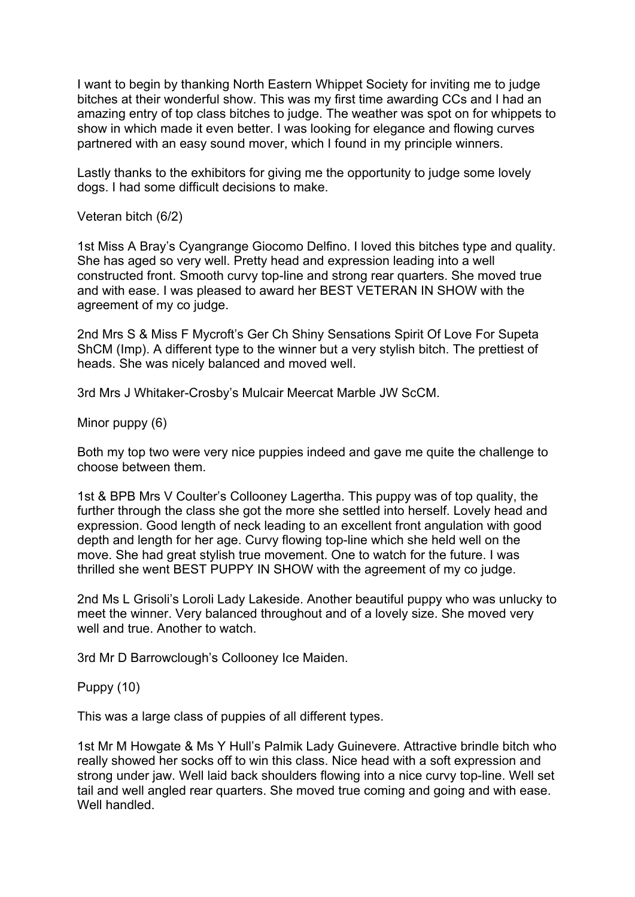I want to begin by thanking North Eastern Whippet Society for inviting me to judge bitches at their wonderful show. This was my first time awarding CCs and I had an amazing entry of top class bitches to judge. The weather was spot on for whippets to show in which made it even better. I was looking for elegance and flowing curves partnered with an easy sound mover, which I found in my principle winners.

Lastly thanks to the exhibitors for giving me the opportunity to judge some lovely dogs. I had some difficult decisions to make.

Veteran bitch (6/2)

1st Miss A Bray's Cyangrange Giocomo Delfino. I loved this bitches type and quality. She has aged so very well. Pretty head and expression leading into a well constructed front. Smooth curvy top-line and strong rear quarters. She moved true and with ease. I was pleased to award her BEST VETERAN IN SHOW with the agreement of my co judge.

2nd Mrs S & Miss F Mycroft's Ger Ch Shiny Sensations Spirit Of Love For Supeta ShCM (Imp). A different type to the winner but a very stylish bitch. The prettiest of heads. She was nicely balanced and moved well.

3rd Mrs J Whitaker-Crosby's Mulcair Meercat Marble JW ScCM.

Minor puppy (6)

Both my top two were very nice puppies indeed and gave me quite the challenge to choose between them.

1st & BPB Mrs V Coulter's Collooney Lagertha. This puppy was of top quality, the further through the class she got the more she settled into herself. Lovely head and expression. Good length of neck leading to an excellent front angulation with good depth and length for her age. Curvy flowing top-line which she held well on the move. She had great stylish true movement. One to watch for the future. I was thrilled she went BEST PUPPY IN SHOW with the agreement of my co judge.

2nd Ms L Grisoli's Loroli Lady Lakeside. Another beautiful puppy who was unlucky to meet the winner. Very balanced throughout and of a lovely size. She moved very well and true. Another to watch.

3rd Mr D Barrowclough's Collooney Ice Maiden.

Puppy (10)

This was a large class of puppies of all different types.

1st Mr M Howgate & Ms Y Hull's Palmik Lady Guinevere. Attractive brindle bitch who really showed her socks off to win this class. Nice head with a soft expression and strong under jaw. Well laid back shoulders flowing into a nice curvy top-line. Well set tail and well angled rear quarters. She moved true coming and going and with ease. Well handled.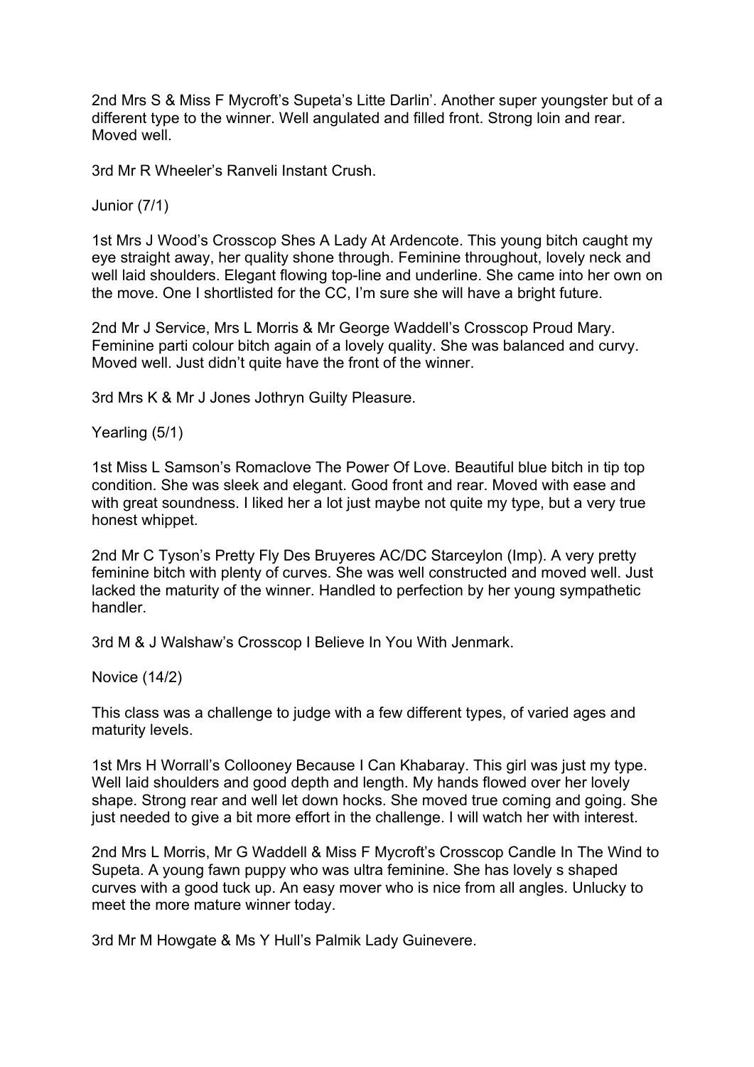2nd Mrs S & Miss F Mycroft's Supeta's Litte Darlin'. Another super youngster but of a different type to the winner. Well angulated and filled front. Strong loin and rear. Moved well.

3rd Mr R Wheeler's Ranveli Instant Crush.

Junior (7/1)

1st Mrs J Wood's Crosscop Shes A Lady At Ardencote. This young bitch caught my eye straight away, her quality shone through. Feminine throughout, lovely neck and well laid shoulders. Elegant flowing top-line and underline. She came into her own on the move. One I shortlisted for the CC, I'm sure she will have a bright future.

2nd Mr J Service, Mrs L Morris & Mr George Waddell's Crosscop Proud Mary. Feminine parti colour bitch again of a lovely quality. She was balanced and curvy. Moved well. Just didn't quite have the front of the winner.

3rd Mrs K & Mr J Jones Jothryn Guilty Pleasure.

Yearling (5/1)

1st Miss L Samson's Romaclove The Power Of Love. Beautiful blue bitch in tip top condition. She was sleek and elegant. Good front and rear. Moved with ease and with great soundness. I liked her a lot just maybe not quite my type, but a very true honest whippet.

2nd Mr C Tyson's Pretty Fly Des Bruyeres AC/DC Starceylon (Imp). A very pretty feminine bitch with plenty of curves. She was well constructed and moved well. Just lacked the maturity of the winner. Handled to perfection by her young sympathetic handler.

3rd M & J Walshaw's Crosscop I Believe In You With Jenmark.

Novice (14/2)

This class was a challenge to judge with a few different types, of varied ages and maturity levels.

1st Mrs H Worrall's Collooney Because I Can Khabaray. This girl was just my type. Well laid shoulders and good depth and length. My hands flowed over her lovely shape. Strong rear and well let down hocks. She moved true coming and going. She just needed to give a bit more effort in the challenge. I will watch her with interest.

2nd Mrs L Morris, Mr G Waddell & Miss F Mycroft's Crosscop Candle In The Wind to Supeta. A young fawn puppy who was ultra feminine. She has lovely s shaped curves with a good tuck up. An easy mover who is nice from all angles. Unlucky to meet the more mature winner today.

3rd Mr M Howgate & Ms Y Hull's Palmik Lady Guinevere.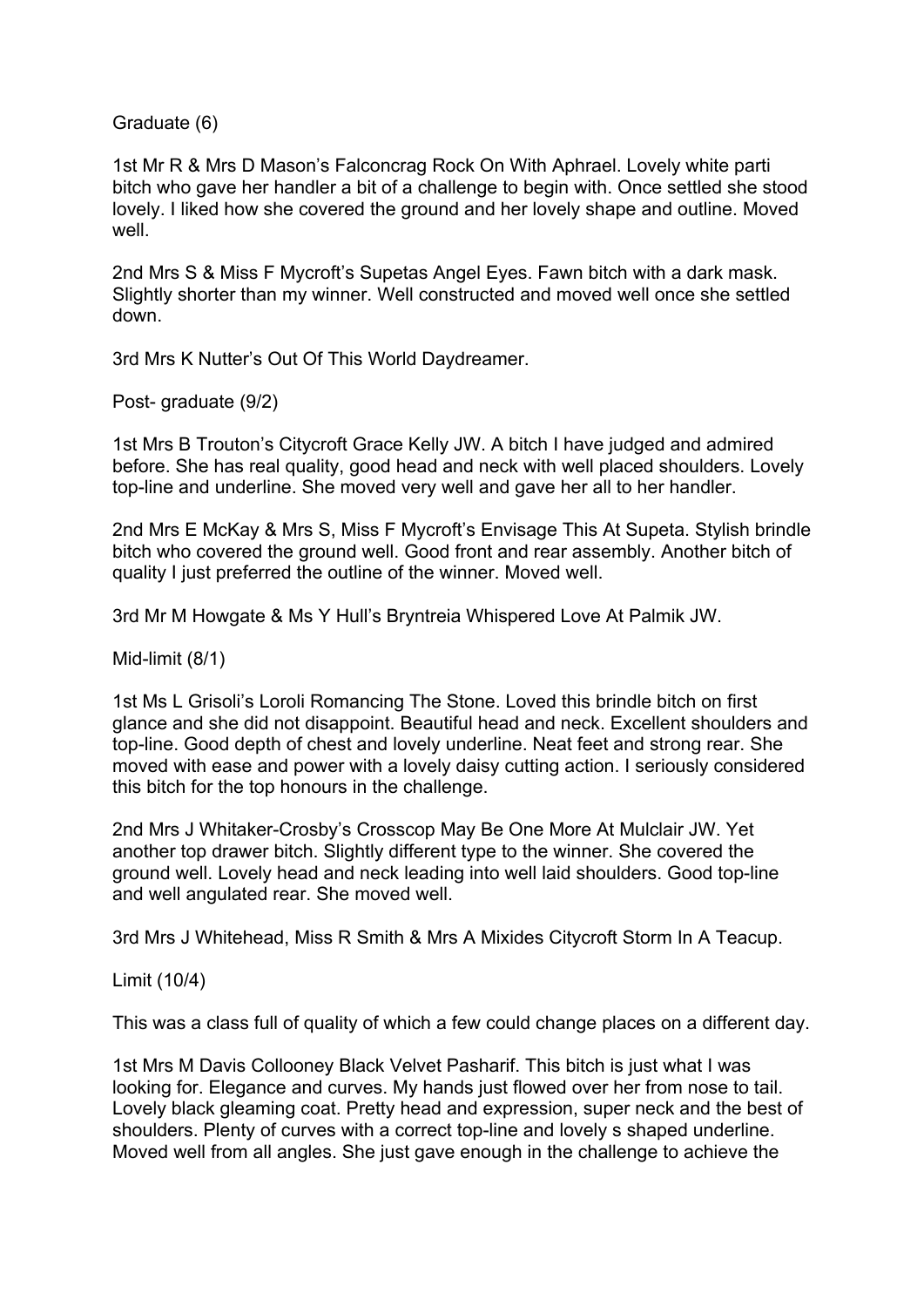Graduate (6)

1st Mr R & Mrs D Mason's Falconcrag Rock On With Aphrael. Lovely white parti bitch who gave her handler a bit of a challenge to begin with. Once settled she stood lovely. I liked how she covered the ground and her lovely shape and outline. Moved well.

2nd Mrs S & Miss F Mycroft's Supetas Angel Eyes. Fawn bitch with a dark mask. Slightly shorter than my winner. Well constructed and moved well once she settled down.

3rd Mrs K Nutter's Out Of This World Daydreamer.

Post- graduate (9/2)

1st Mrs B Trouton's Citycroft Grace Kelly JW. A bitch I have judged and admired before. She has real quality, good head and neck with well placed shoulders. Lovely top-line and underline. She moved very well and gave her all to her handler.

2nd Mrs E McKay & Mrs S, Miss F Mycroft's Envisage This At Supeta. Stylish brindle bitch who covered the ground well. Good front and rear assembly. Another bitch of quality I just preferred the outline of the winner. Moved well.

3rd Mr M Howgate & Ms Y Hull's Bryntreia Whispered Love At Palmik JW.

Mid-limit (8/1)

1st Ms L Grisoli's Loroli Romancing The Stone. Loved this brindle bitch on first glance and she did not disappoint. Beautiful head and neck. Excellent shoulders and top-line. Good depth of chest and lovely underline. Neat feet and strong rear. She moved with ease and power with a lovely daisy cutting action. I seriously considered this bitch for the top honours in the challenge.

2nd Mrs J Whitaker-Crosby's Crosscop May Be One More At Mulclair JW. Yet another top drawer bitch. Slightly different type to the winner. She covered the ground well. Lovely head and neck leading into well laid shoulders. Good top-line and well angulated rear. She moved well.

3rd Mrs J Whitehead, Miss R Smith & Mrs A Mixides Citycroft Storm In A Teacup.

Limit (10/4)

This was a class full of quality of which a few could change places on a different day.

1st Mrs M Davis Collooney Black Velvet Pasharif. This bitch is just what I was looking for. Elegance and curves. My hands just flowed over her from nose to tail. Lovely black gleaming coat. Pretty head and expression, super neck and the best of shoulders. Plenty of curves with a correct top-line and lovely s shaped underline. Moved well from all angles. She just gave enough in the challenge to achieve the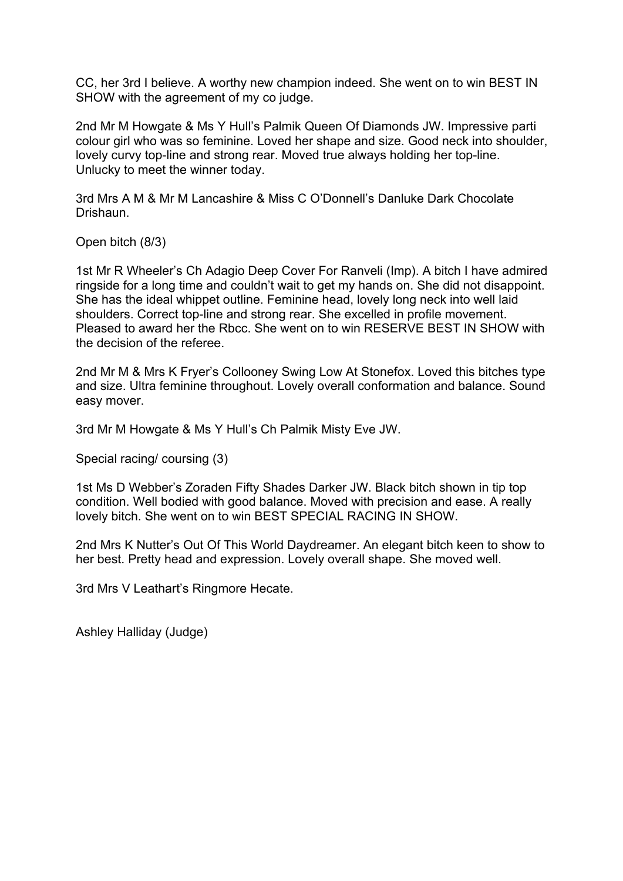CC, her 3rd I believe. A worthy new champion indeed. She went on to win BEST IN SHOW with the agreement of my co judge.

2nd Mr M Howgate & Ms Y Hull's Palmik Queen Of Diamonds JW. Impressive parti colour girl who was so feminine. Loved her shape and size. Good neck into shoulder, lovely curvy top-line and strong rear. Moved true always holding her top-line. Unlucky to meet the winner today.

3rd Mrs A M & Mr M Lancashire & Miss C O'Donnell's Danluke Dark Chocolate Drishaun.

Open bitch (8/3)

1st Mr R Wheeler's Ch Adagio Deep Cover For Ranveli (Imp). A bitch I have admired ringside for a long time and couldn't wait to get my hands on. She did not disappoint. She has the ideal whippet outline. Feminine head, lovely long neck into well laid shoulders. Correct top-line and strong rear. She excelled in profile movement. Pleased to award her the Rbcc. She went on to win RESERVE BEST IN SHOW with the decision of the referee.

2nd Mr M & Mrs K Fryer's Collooney Swing Low At Stonefox. Loved this bitches type and size. Ultra feminine throughout. Lovely overall conformation and balance. Sound easy mover.

3rd Mr M Howgate & Ms Y Hull's Ch Palmik Misty Eve JW.

Special racing/ coursing (3)

1st Ms D Webber's Zoraden Fifty Shades Darker JW. Black bitch shown in tip top condition. Well bodied with good balance. Moved with precision and ease. A really lovely bitch. She went on to win BEST SPECIAL RACING IN SHOW.

2nd Mrs K Nutter's Out Of This World Daydreamer. An elegant bitch keen to show to her best. Pretty head and expression. Lovely overall shape. She moved well.

3rd Mrs V Leathart's Ringmore Hecate.

Ashley Halliday (Judge)